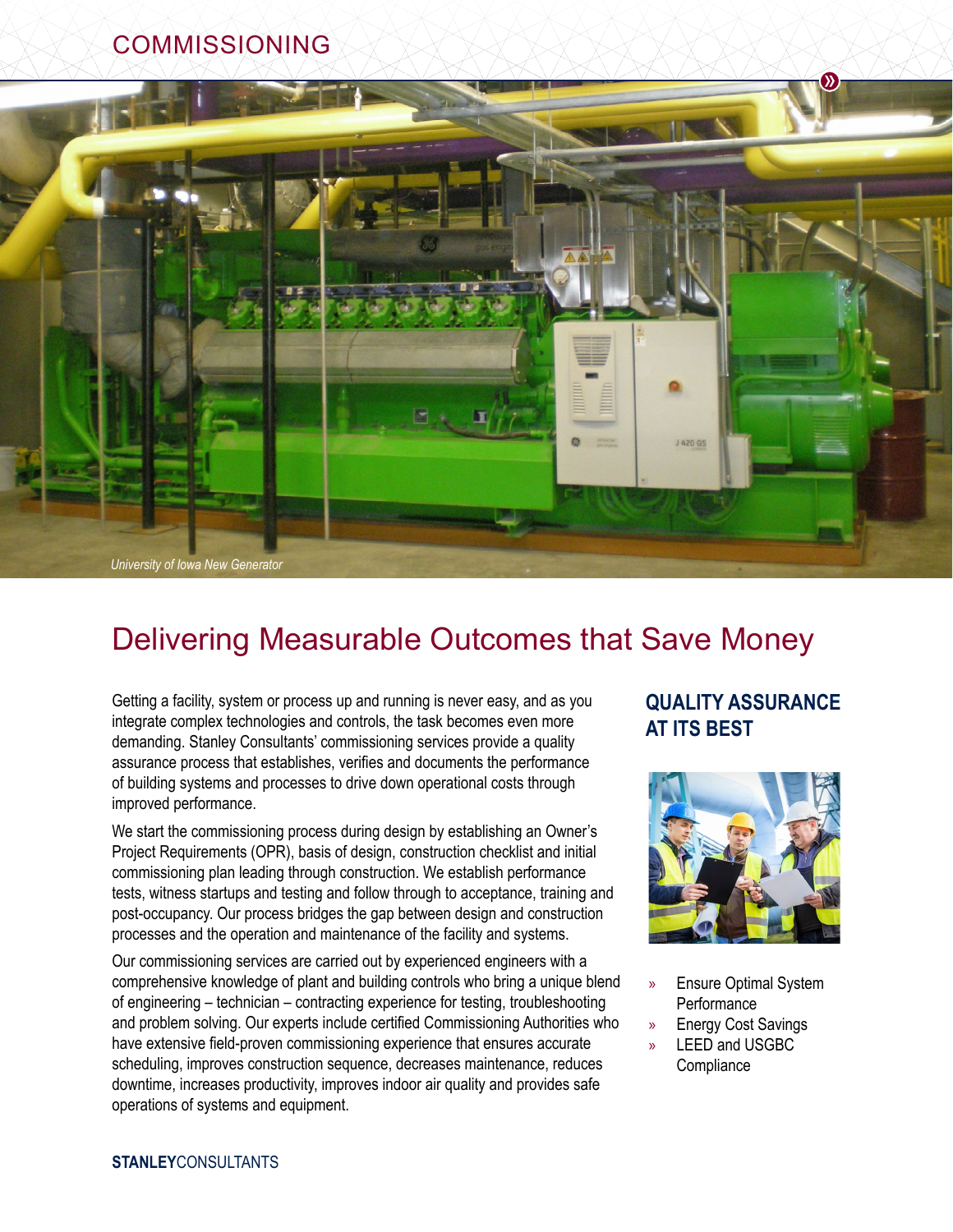# COMMISSIONING

*University of Iowa New Generator*

## Delivering Measurable Outcomes that Save Money

Getting a facility, system or process up and running is never easy, and as you integrate complex technologies and controls, the task becomes even more demanding. Stanley Consultants' commissioning services provide a quality assurance process that establishes, verifies and documents the performance of building systems and processes to drive down operational costs through improved performance.

We start the commissioning process during design by establishing an Owner's Project Requirements (OPR), basis of design, construction checklist and initial commissioning plan leading through construction. We establish performance tests, witness startups and testing and follow through to acceptance, training and post-occupancy. Our process bridges the gap between design and construction processes and the operation and maintenance of the facility and systems.

Our commissioning services are carried out by experienced engineers with a comprehensive knowledge of plant and building controls who bring a unique blend of engineering – technician – contracting experience for testing, troubleshooting and problem solving. Our experts include certified Commissioning Authorities who have extensive field-proven commissioning experience that ensures accurate scheduling, improves construction sequence, decreases maintenance, reduces downtime, increases productivity, improves indoor air quality and provides safe operations of systems and equipment.

### QUALITY ASSURANCE AT ITS BEST

- Ensure Optimal System Performance
- Energy Cost Savings
- LEED and USGBC Compliance

**STANLEY**CONSULTANTS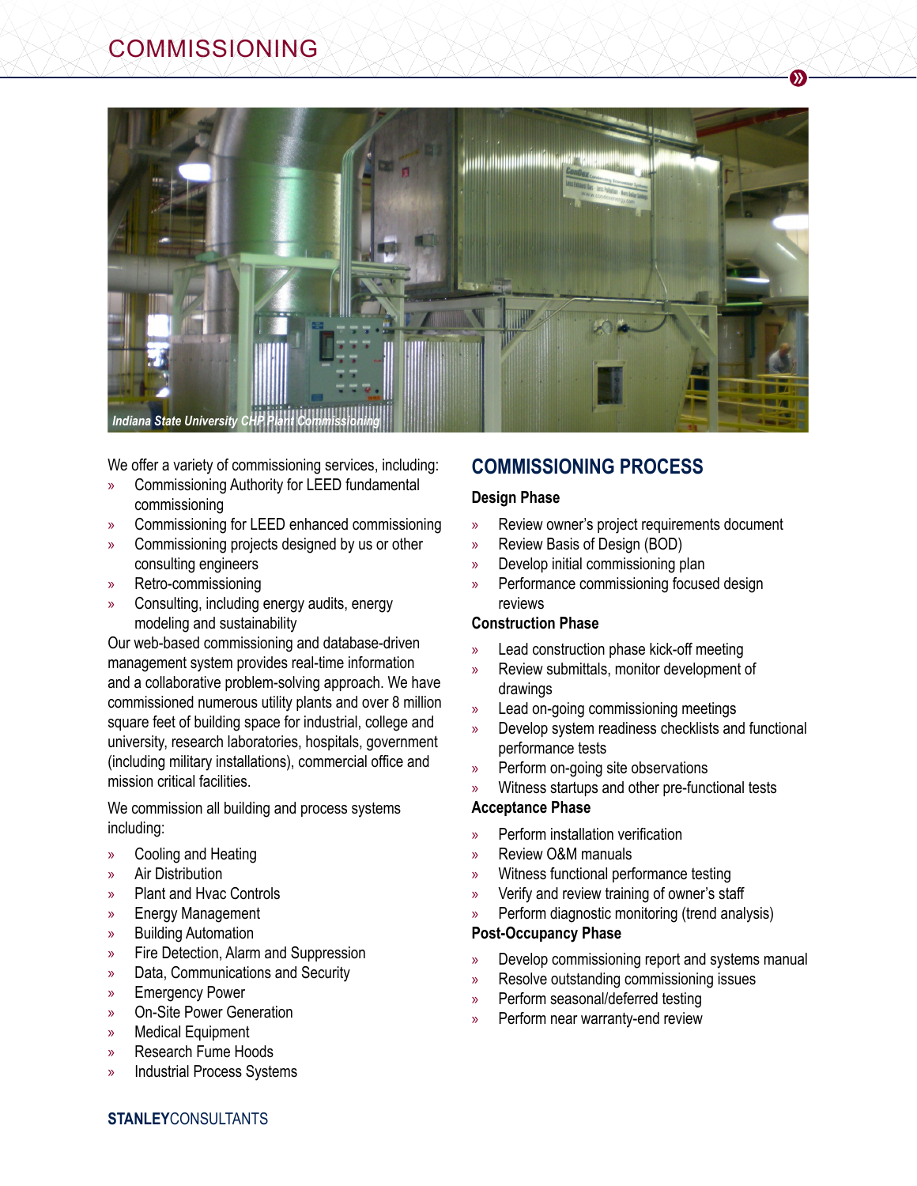# COMMISSIONING

*Indiana State University CHP Plant Commissioning*

We offer a variety of commissioning services, including:

- Commissioning Authority for LEED fundamental commissioning
- Commissioning for LEED enhanced commissioning
- Commissioning projects designed by us or other consulting engineers
- Retro-commissioning
- Consulting, including energy audits, energy modeling and sustainability

Our web-based commissioning and database-driven management system provides real-time information and a collaborative problem-solving approach. We have commissioned numerous utility plants and over 8 million square feet of building space for industrial, college and university, research laboratories, hospitals, government (including military installations), commercial office and mission critical facilities.

We commission all building and process systems including:

- Cooling and Heating
- Air Distribution
- Plant and Hvac Controls
- Energy Management
- Building Automation
- Fire Detection, Alarm and Suppression
- Data, Communications and Security
- Emergency Power
- On-Site Power Generation
- Medical Equipment
- Research Fume Hoods
- Industrial Process Systems

## COMMISSIONING PROCESS

### Design Phase

- Review owner's project requirements document
- Review Basis of Design (BOD)
- Develop initial commissioning plan
- Performance commissioning focused design reviews

### Construction Phase

- Lead construction phase kick-off meeting
- Review submittals, monitor development of drawings
- Lead on-going commissioning meetings
- Develop system readiness checklists and functional performance tests
- Perform on-going site observations
- Witness startups and other pre-functional tests

### Acceptance Phase

- Perform installation verification
- Review O&M manuals
- Witness functional performance testing
- Verify and review training of owner's staff
- Perform diagnostic monitoring (trend analysis)

### Post-Occupancy Phase

- Develop commissioning report and systems manual
- Resolve outstanding commissioning issues
- Perform seasonal/deferred testing
- Perform near warranty-end review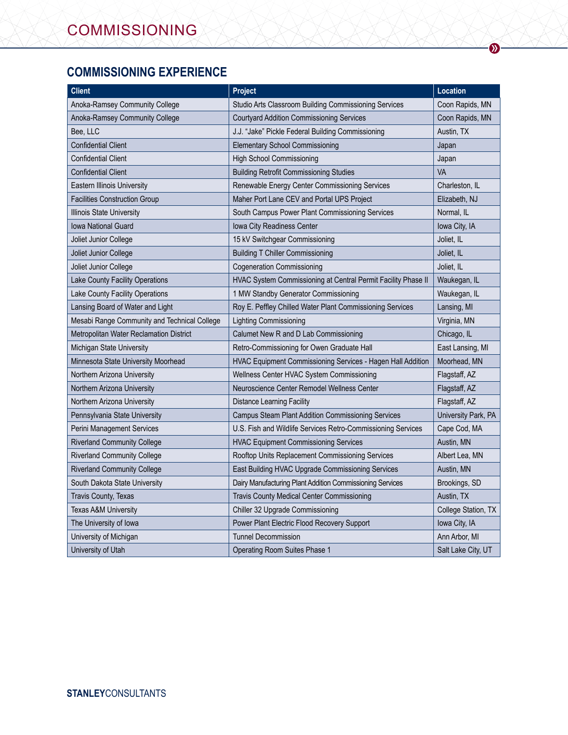# COMMISSIONING

## COMMISSIONING EXPERIENCE

| Client | Project | Location |
|---|---|---|
| Anoka-Ramsey Community College | Studio Arts Classroom Building Commissioning Services | Coon Rapids, MN |
| Anoka-Ramsey Community College | Courtyard Addition Commissioning Services | Coon Rapids, MN |
| Bee, LLC | J.J. "Jake" Pickle Federal Building Commissioning | Austin, TX |
| Confidential Client | Elementary School Commissioning | Japan |
| Confidential Client | High School Commissioning | Japan |
| Confidential Client | Building Retrofit Commissioning Studies | VA |
| Eastern Illinois University | Renewable Energy Center Commissioning Services | Charleston, IL |
| Facilities Construction Group | Maher Port Lane CEV and Portal UPS Project | Elizabeth, NJ |
| Illinois State University | South Campus Power Plant Commissioning Services | Normal, IL |
| Iowa National Guard | Iowa City Readiness Center | Iowa City, IA |
| Joliet Junior College | 15 kV Switchgear Commissioning | Joliet, IL |
| Joliet Junior College | Building T Chiller Commissioning | Joliet, IL |
| Joliet Junior College | Cogeneration Commissioning | Joliet, IL |
| Lake County Facility Operations | HVAC System Commissioning at Central Permit Facility Phase II | Waukegan, IL |
| Lake County Facility Operations | 1 MW Standby Generator Commissioning | Waukegan, IL |
| Lansing Board of Water and Light | Roy E. Peffley Chilled Water Plant Commissioning Services | Lansing, MI |
| Mesabi Range Community and Technical College | Lighting Commissioning | Virginia, MN |
| Metropolitan Water Reclamation District | Calumet New R and D Lab Commissioning | Chicago, IL |
| Michigan State University | Retro-Commissioning for Owen Graduate Hall | East Lansing, MI |
| Minnesota State University Moorhead | HVAC Equipment Commissioning Services - Hagen Hall Addition | Moorhead, MN |
| Northern Arizona University | Wellness Center HVAC System Commissioning | Flagstaff, AZ |
| Northern Arizona University | Neuroscience Center Remodel Wellness Center | Flagstaff, AZ |
| Northern Arizona University | Distance Learning Facility | Flagstaff, AZ |
| Pennsylvania State University | Campus Steam Plant Addition Commissioning Services | University Park, PA |
| Perini Management Services | U.S. Fish and Wildlife Services Retro-Commissioning Services | Cape Cod, MA |
| Riverland Community College | HVAC Equipment Commissioning Services | Austin, MN |
| Riverland Community College | Rooftop Units Replacement Commissioning Services | Albert Lea, MN |
| Riverland Community College | East Building HVAC Upgrade Commissioning Services | Austin, MN |
| South Dakota State University | Dairy Manufacturing Plant Addition Commissioning Services | Brookings, SD |
| Travis County, Texas | Travis County Medical Center Commissioning | Austin, TX |
| Texas A&M University | Chiller 32 Upgrade Commissioning | College Station, TX |
| The University of Iowa | Power Plant Electric Flood Recovery Support | Iowa City, IA |
| University of Michigan | Tunnel Decommission | Ann Arbor, MI |
| University of Utah | Operating Room Suites Phase 1 | Salt Lake City, UT |